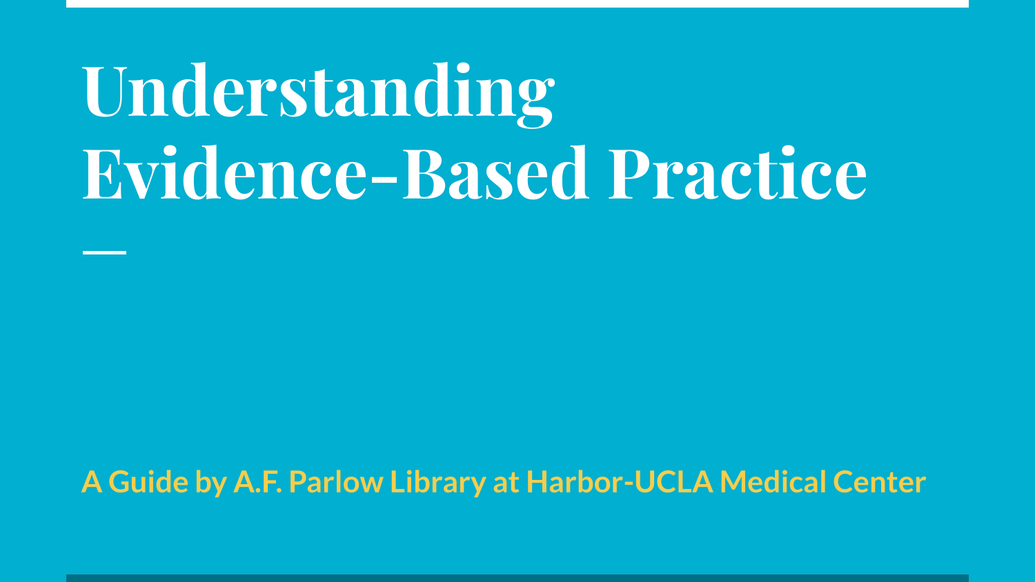# Understanding Evidence-Based Practice

**A Guide by A.F. Parlow Library at Harbor-UCLA Medical Center**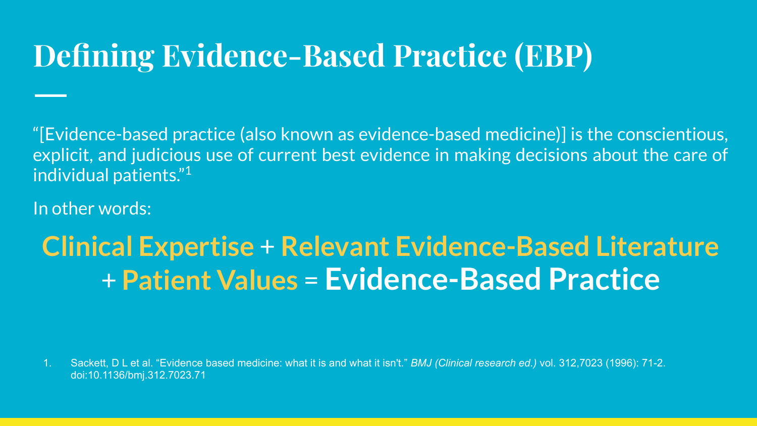# Defining Evidence-Based Practice (EBP)

"[Evidence-based practice (also known as evidence-based medicine)] is the conscientious, explicit, and judicious use of current best evidence in making decisions about the care of individual patients."[1]

In other words:

## **Clinical Expertise** + **Relevant Evidence-Based Literature** + **Patient Values** = **Evidence-Based Practice**

1. Sackett, D L et al. "Evidence based medicine: what it is and what it isn't." *BMJ (Clinical research ed.)* vol. 312,7023 (1996): 71-2. doi:10.1136/bmj.312.7023.71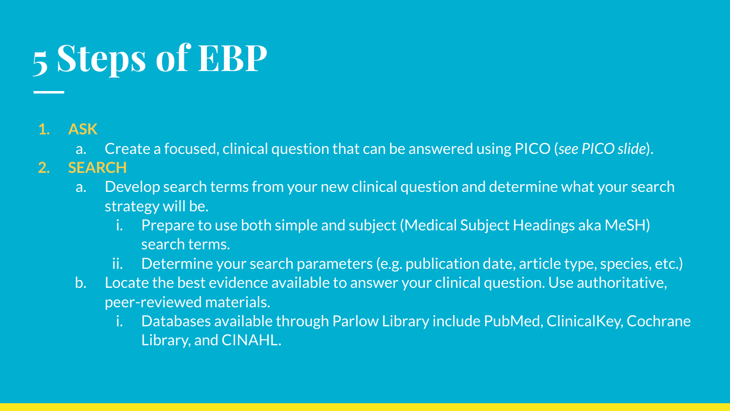# 5 Steps of EBP

1. **ASK**
   a. Create a focused, clinical question that can be answered using PICO (*see PICO slide*).
2. **SEARCH**
   a. Develop search terms from your new clinical question and determine what your search strategy will be.
      i. Prepare to use both simple and subject (Medical Subject Headings aka MeSH) search terms.
      ii. Determine your search parameters (e.g. publication date, article type, species, etc.)
   b. Locate the best evidence available to answer your clinical question. Use authoritative, peer-reviewed materials.
      i. Databases available through Parlow Library include PubMed, ClinicalKey, Cochrane Library, and CINAHL.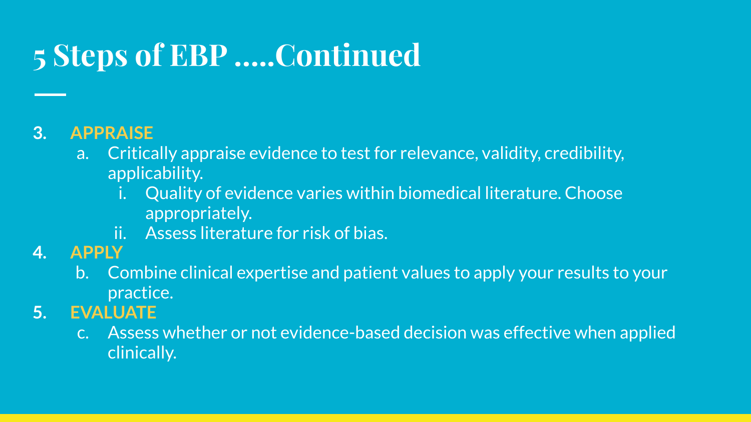# 5 Steps of EBP .....Continued

3. **APPRAISE**
   a. Critically appraise evidence to test for relevance, validity, credibility, applicability.
      i. Quality of evidence varies within biomedical literature. Choose appropriately.
      ii. Assess literature for risk of bias.
4. **APPLY**
   b. Combine clinical expertise and patient values to apply your results to your practice.
5. **EVALUATE**
   c. Assess whether or not evidence-based decision was effective when applied clinically.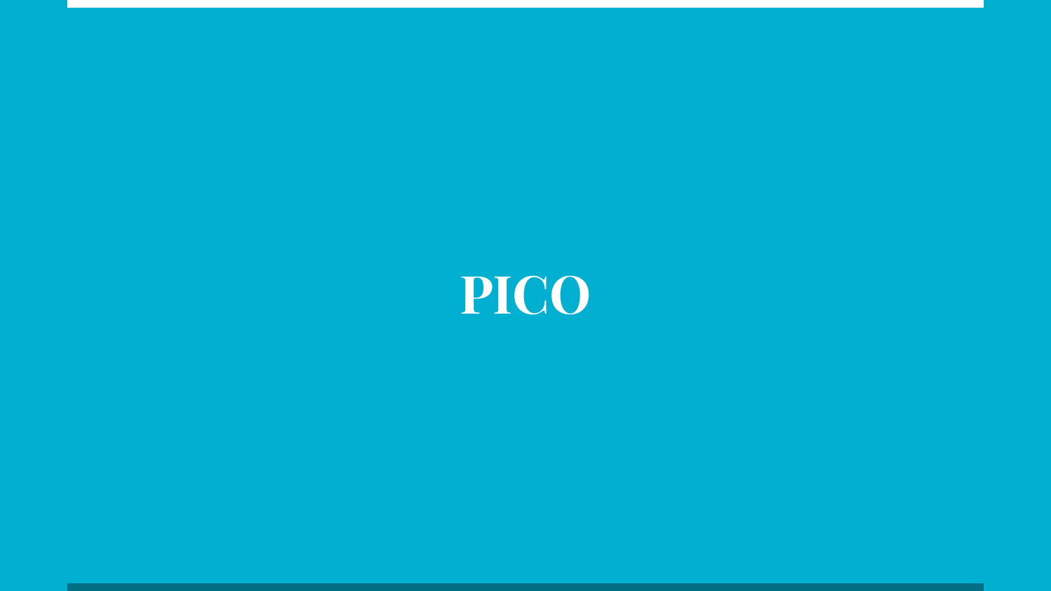# PICO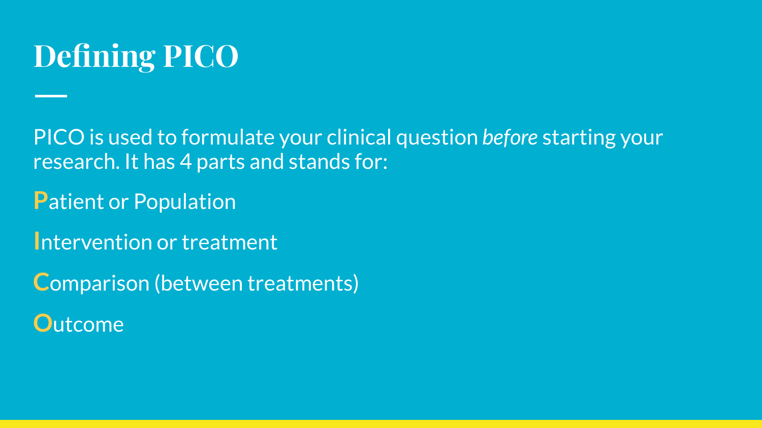# Defining PICO

PICO is used to formulate your clinical question *before* starting your research. It has 4 parts and stands for:

**P**atient or Population

**I**ntervention or treatment

**C**omparison (between treatments)

**O**utcome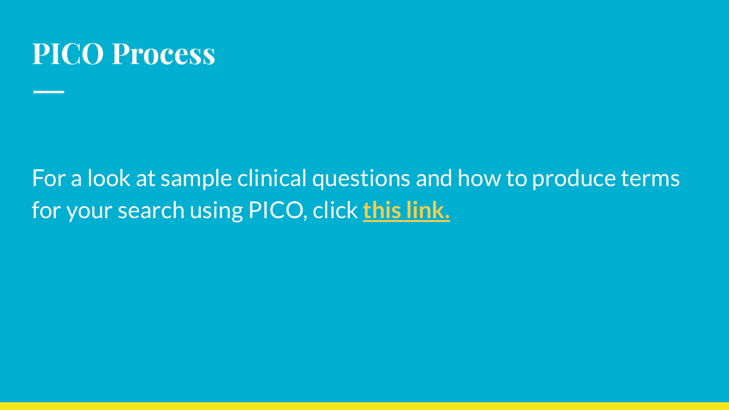# PICO Process

For a look at sample clinical questions and how to produce terms for your search using PICO, click **this link.**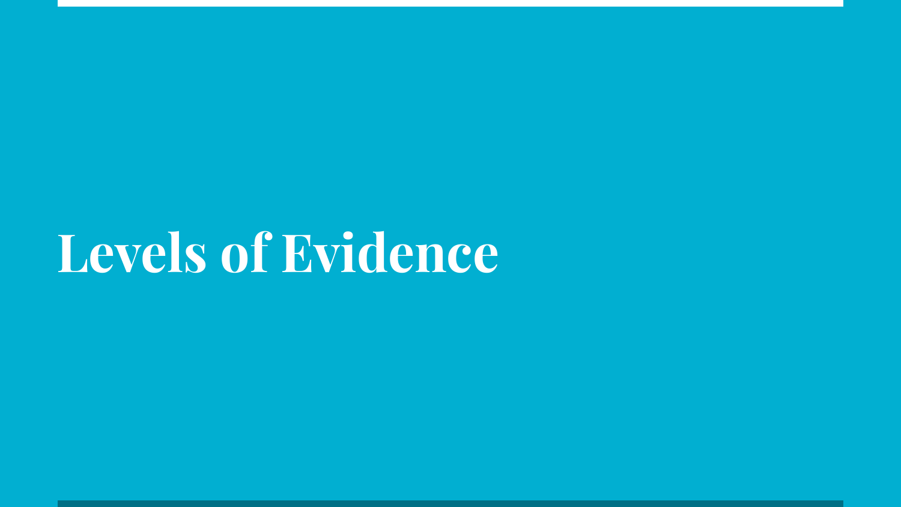# Levels of Evidence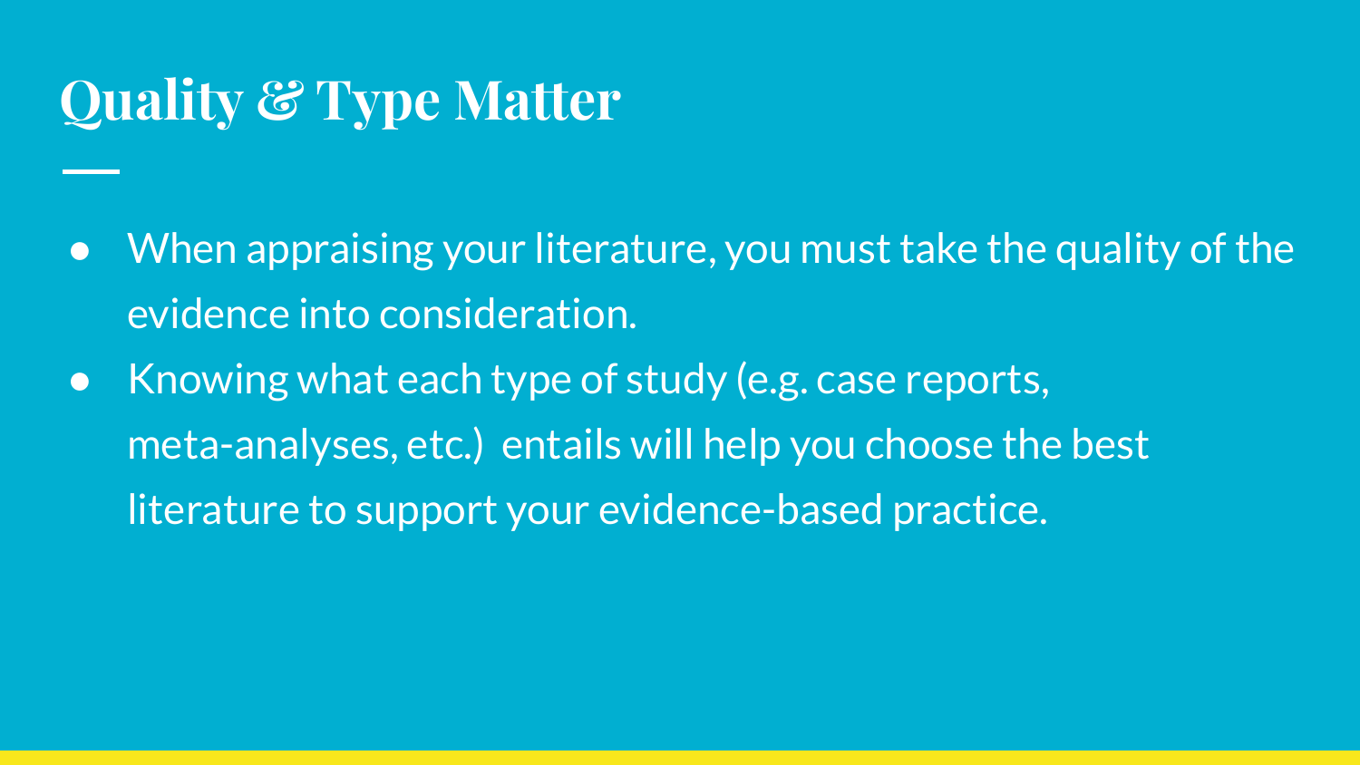# Quality & Type Matter

- When appraising your literature, you must take the quality of the evidence into consideration.
- Knowing what each type of study (e.g. case reports, meta-analyses, etc.) entails will help you choose the best literature to support your evidence-based practice.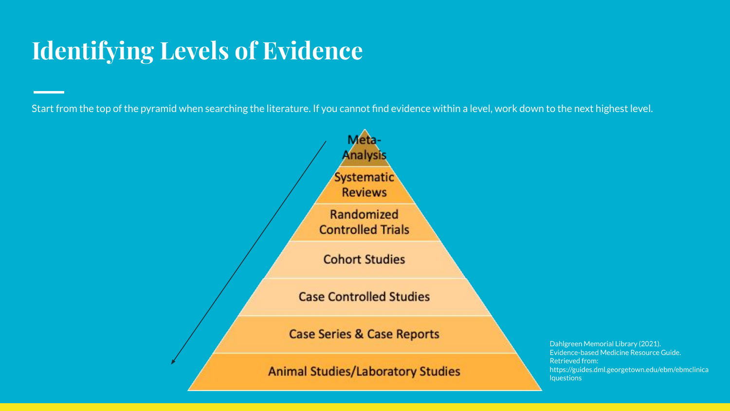# Identifying Levels of Evidence

Start from the top of the pyramid when searching the literature. If you cannot find evidence within a level, work down to the next highest level.

- Meta-Analysis
- Systematic Reviews
- Randomized Controlled Trials
- Cohort Studies
- Case Controlled Studies
- Case Series & Case Reports
- Animal Studies/Laboratory Studies

Dahlgreen Memorial Library (2021). Evidence-based Medicine Resource Guide. Retrieved from: https://guides.dml.georgetown.edu/ebm/ebmclinicalquestions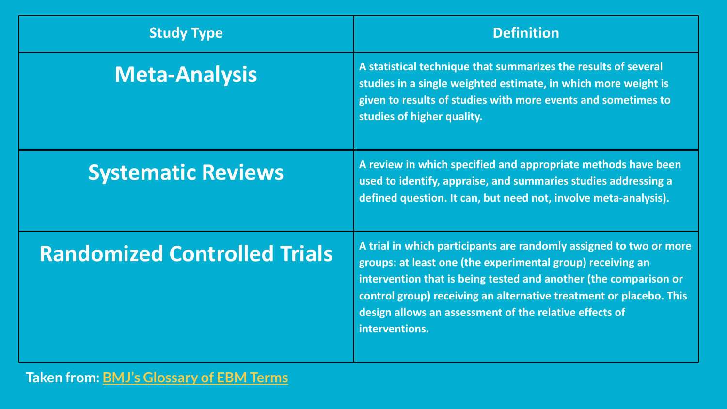| Study Type | Definition |
| --- | --- |
| **Meta-Analysis** | **A statistical technique that summarizes the results of several studies in a single weighted estimate, in which more weight is given to results of studies with more events and sometimes to studies of higher quality.** |
| **Systematic Reviews** | **A review in which specified and appropriate methods have been used to identify, appraise, and summaries studies addressing a defined question. It can, but need not, involve meta-analysis).** |
| **Randomized Controlled Trials** | **A trial in which participants are randomly assigned to two or more groups: at least one (the experimental group) receiving an intervention that is being tested and another (the comparison or control group) receiving an alternative treatment or placebo. This design allows an assessment of the relative effects of interventions.** |

**Taken from: BMJ's Glossary of EBM Terms**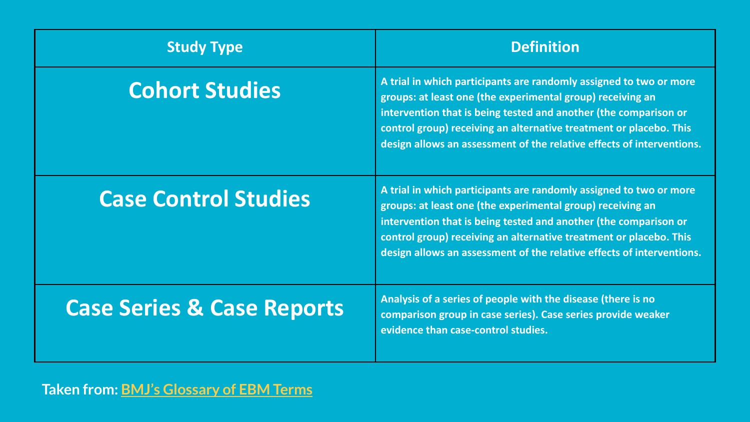| Study Type | Definition |
| --- | --- |
| **Cohort Studies** | **A trial in which participants are randomly assigned to two or more groups: at least one (the experimental group) receiving an intervention that is being tested and another (the comparison or control group) receiving an alternative treatment or placebo. This design allows an assessment of the relative effects of interventions.** |
| **Case Control Studies** | **A trial in which participants are randomly assigned to two or more groups: at least one (the experimental group) receiving an intervention that is being tested and another (the comparison or control group) receiving an alternative treatment or placebo. This design allows an assessment of the relative effects of interventions.** |
| **Case Series & Case Reports** | **Analysis of a series of people with the disease (there is no comparison group in case series). Case series provide weaker evidence than case-control studies.** |

**Taken from: BMJ's Glossary of EBM Terms**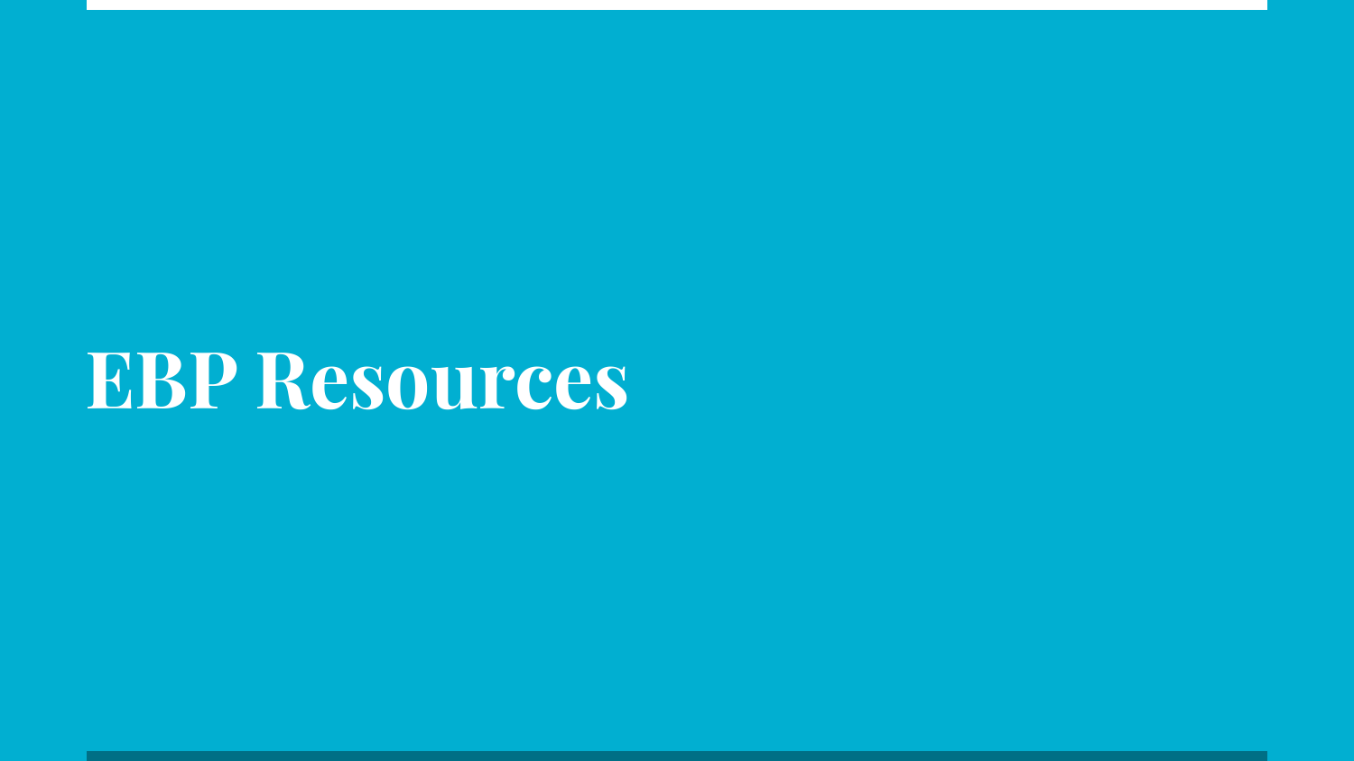# EBP Resources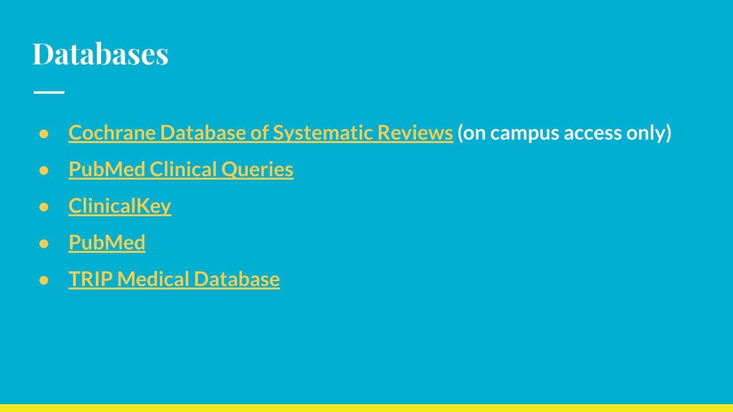# Databases

- Cochrane Database of Systematic Reviews **(on campus access only)**
- PubMed Clinical Queries
- ClinicalKey
- PubMed
- TRIP Medical Database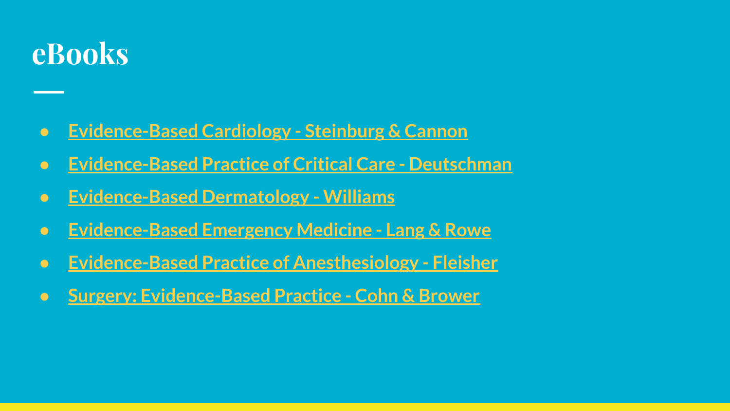# eBooks

- Evidence-Based Cardiology - Steinburg & Cannon
- Evidence-Based Practice of Critical Care - Deutschman
- Evidence-Based Dermatology - Williams
- Evidence-Based Emergency Medicine - Lang & Rowe
- Evidence-Based Practice of Anesthesiology - Fleisher
- Surgery: Evidence-Based Practice - Cohn & Brower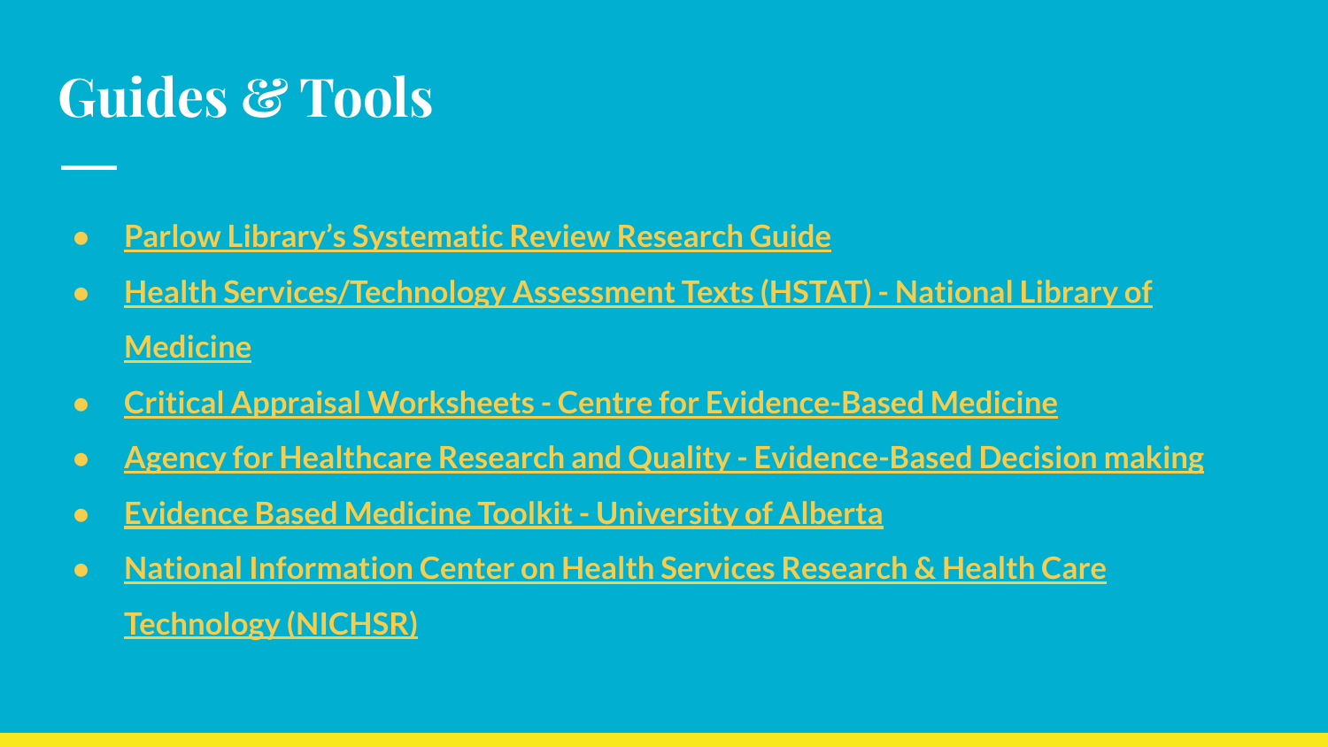# Guides & Tools

- Parlow Library's Systematic Review Research Guide
- Health Services/Technology Assessment Texts (HSTAT) - National Library of Medicine
- Critical Appraisal Worksheets - Centre for Evidence-Based Medicine
- Agency for Healthcare Research and Quality - Evidence-Based Decision making
- Evidence Based Medicine Toolkit - University of Alberta
- National Information Center on Health Services Research & Health Care Technology (NICHSR)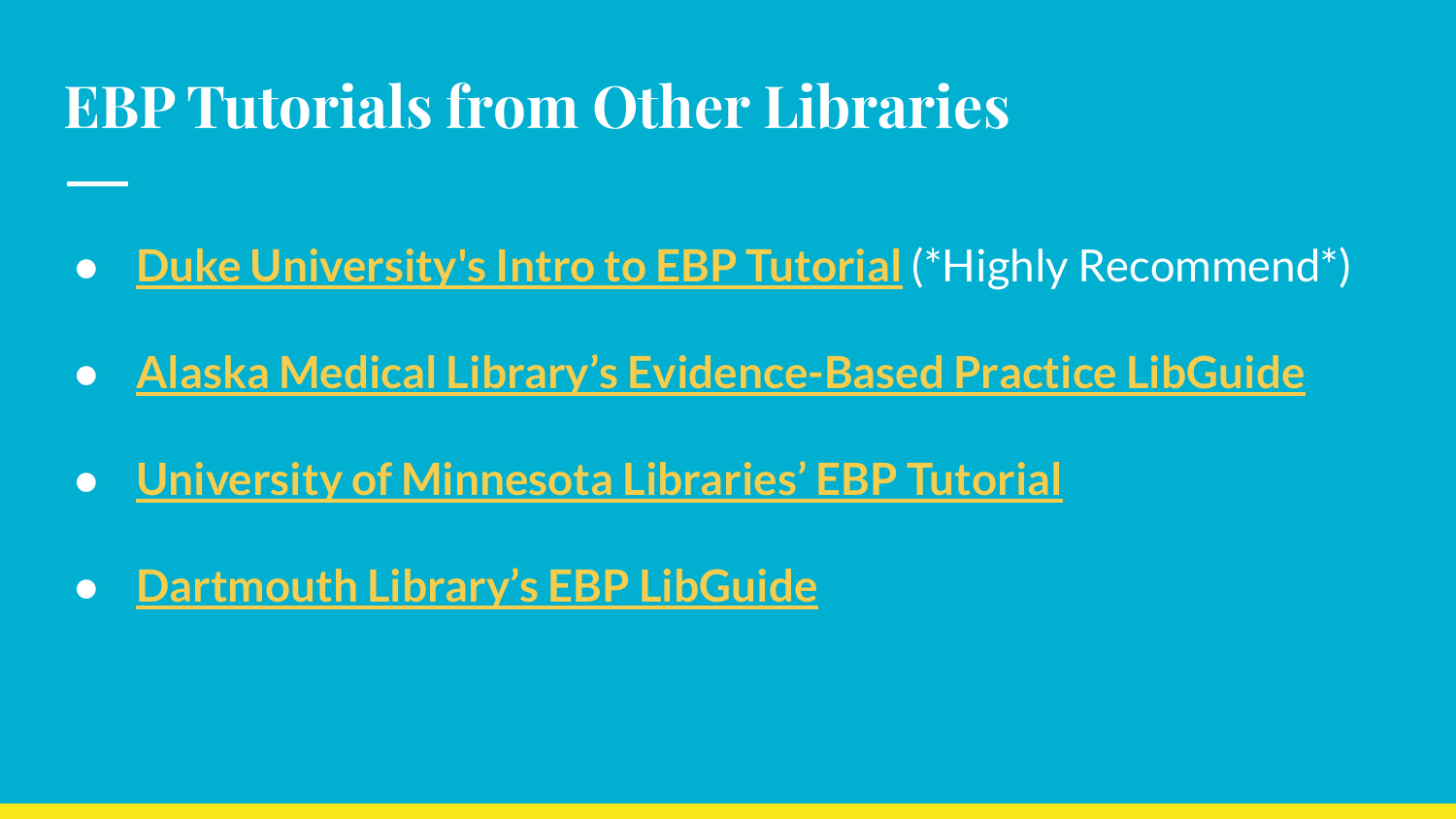# EBP Tutorials from Other Libraries

- Duke University's Intro to EBP Tutorial (*Highly Recommend*)
- Alaska Medical Library's Evidence-Based Practice LibGuide
- University of Minnesota Libraries' EBP Tutorial
- Dartmouth Library's EBP LibGuide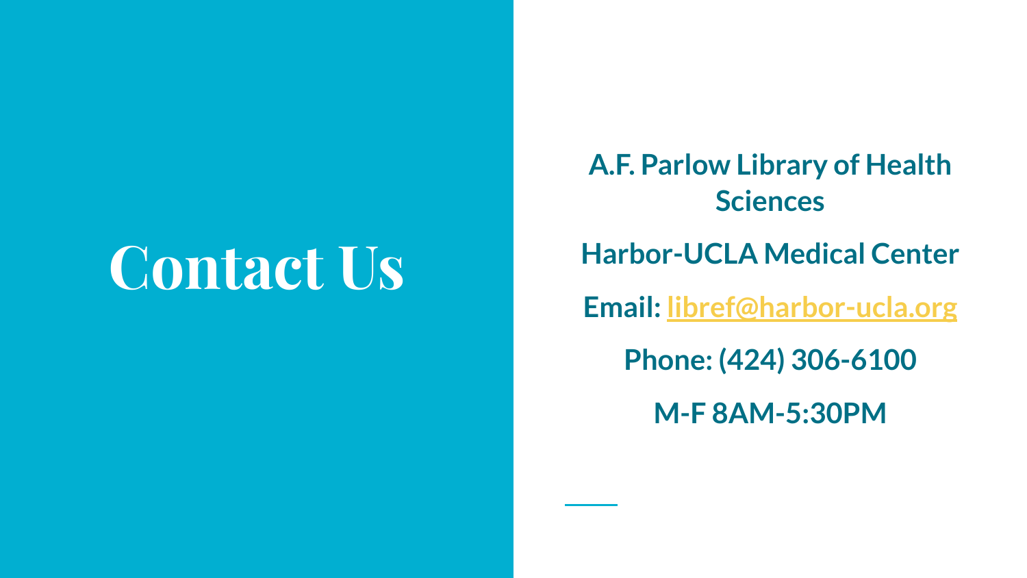# Contact Us

**A.F. Parlow Library of Health Sciences**

**Harbor-UCLA Medical Center**

**Email: libref@harbor-ucla.org**

**Phone: (424) 306-6100**

**M-F 8AM-5:30PM**